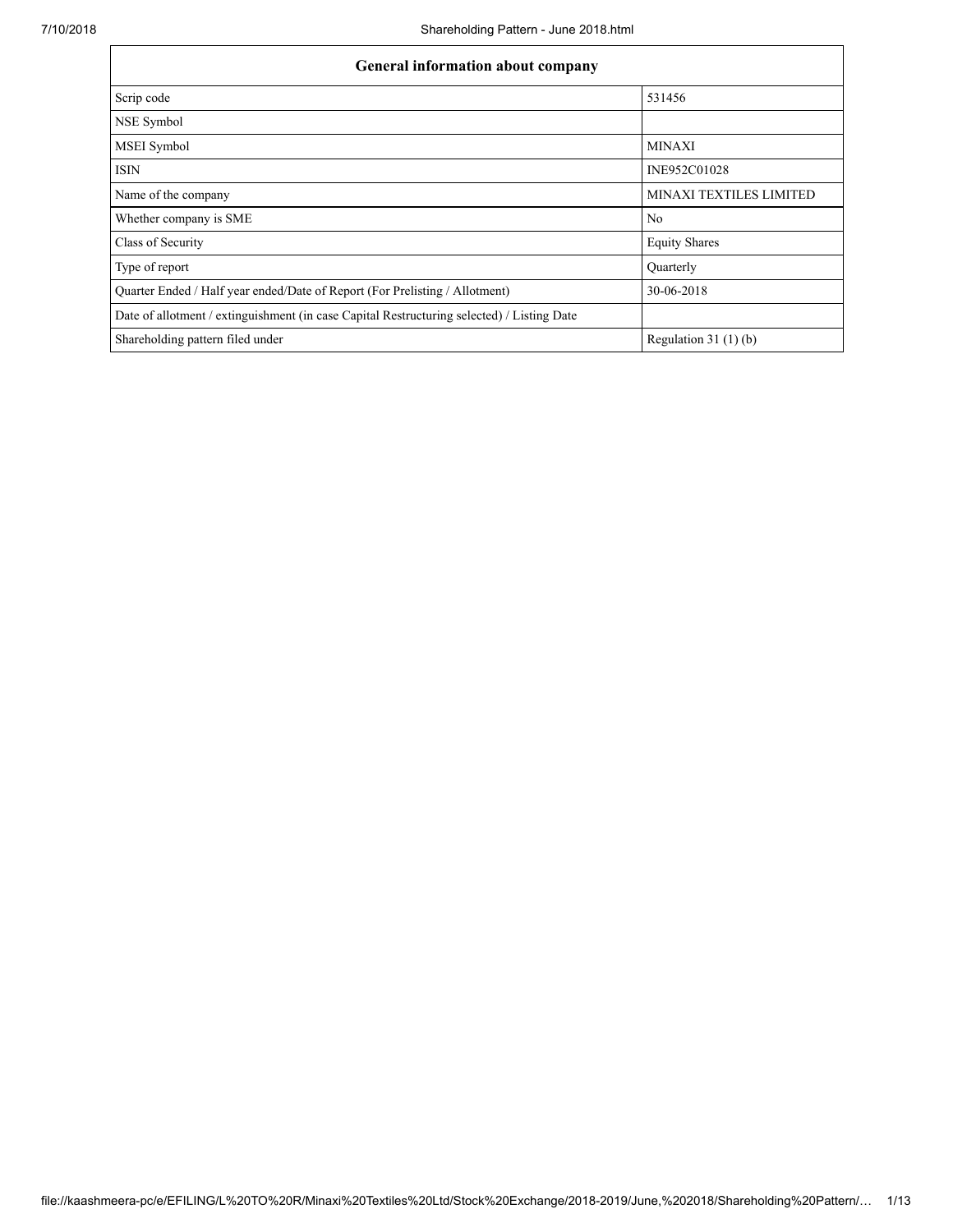| General information about company | |
| --- | --- |
| Scrip code | 531456 |
| NSE Symbol | |
| MSEI Symbol | MINAXI |
| ISIN | INE952C01028 |
| Name of the company | MINAXI TEXTILES LIMITED |
| Whether company is SME | No |
| Class of Security | Equity Shares |
| Type of report | Quarterly |
| Quarter Ended / Half year ended/Date of Report (For Prelisting / Allotment) | 30-06-2018 |
| Date of allotment / extinguishment (in case Capital Restructuring selected) / Listing Date | |
| Shareholding pattern filed under | Regulation 31 (1) (b) |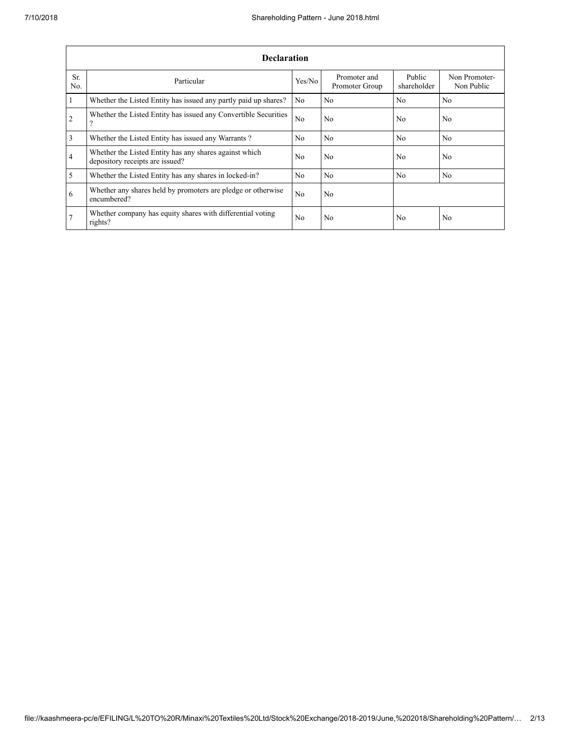| Declaration | | | | | |
|---|---|---|---|---|---|
| Sr. No. | Particular | Yes/No | Promoter and Promoter Group | Public shareholder | Non Promoter- Non Public |
| 1 | Whether the Listed Entity has issued any partly paid up shares? | No | No | No | No |
| 2 | Whether the Listed Entity has issued any Convertible Securities ? | No | No | No | No |
| 3 | Whether the Listed Entity has issued any Warrants ? | No | No | No | No |
| 4 | Whether the Listed Entity has any shares against which depository receipts are issued? | No | No | No | No |
| 5 | Whether the Listed Entity has any shares in locked-in? | No | No | No | No |
| 6 | Whether any shares held by promoters are pledge or otherwise encumbered? | No | No | | |
| 7 | Whether company has equity shares with differential voting rights? | No | No | No | No |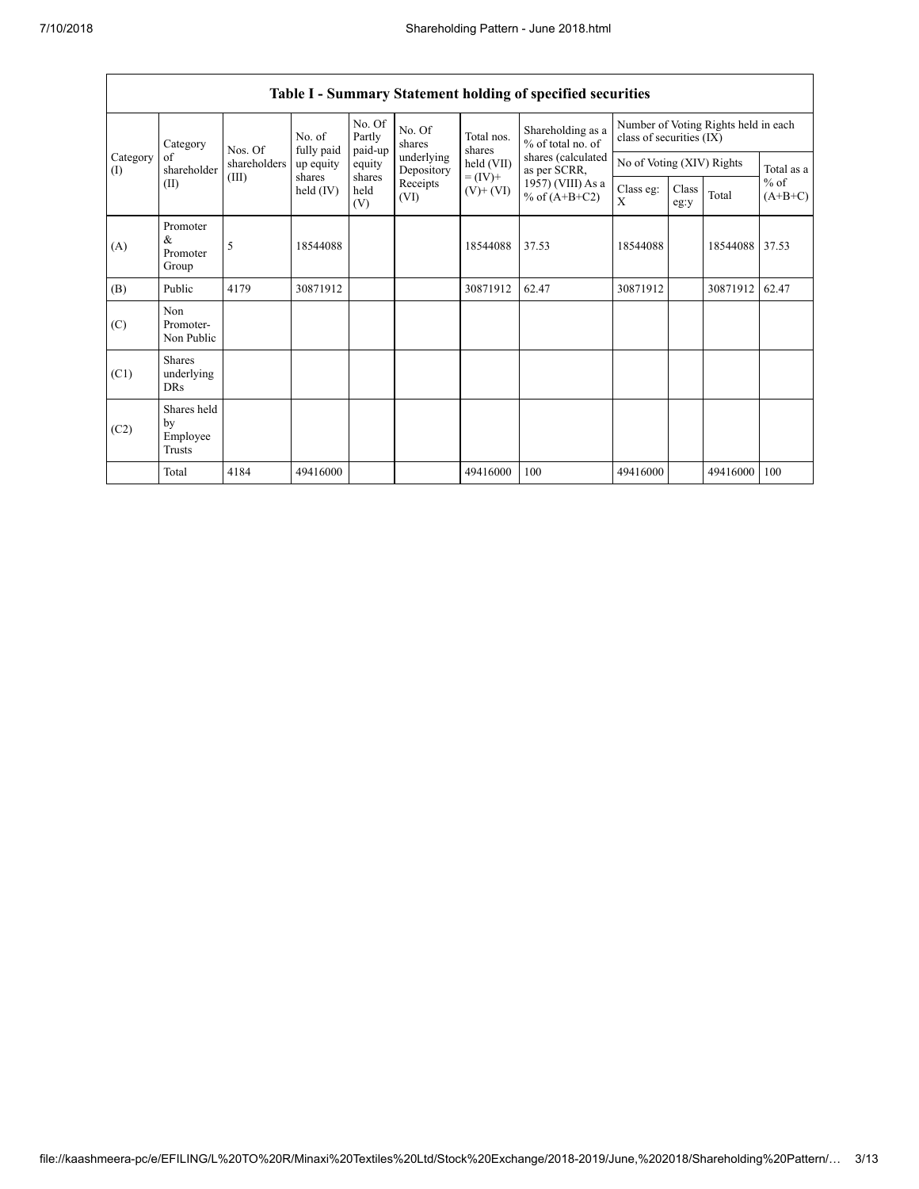| Table I - Summary Statement holding of specified securities | | | | | | | | | | | | |
|---|---|---|---|---|---|---|---|---|---|---|---|---|
| Category (I) | Category of shareholder (II) | Nos. Of shareholders (III) | No. of fully paid up equity shares held (IV) | No. Of Partly paid-up equity shares held (V) | No. Of shares underlying Depository Receipts (VI) | Total nos. shares held (VII) = (IV)+ (V)+ (VI) | Shareholding as a % of total no. of shares (calculated as per SCRR, 1957) (VIII) As a % of (A+B+C2) | Number of Voting Rights held in each class of securities (IX) | | | |
| | | | | | | | | No of Voting (XIV) Rights | | | Total as a % of (A+B+C) |
| | | | | | | | | Class eg: X | Class eg:y | Total | |
| (A) | Promoter & Promoter Group | 5 | 18544088 | | | 18544088 | 37.53 | 18544088 | | 18544088 | 37.53 |
| (B) | Public | 4179 | 30871912 | | | 30871912 | 62.47 | 30871912 | | 30871912 | 62.47 |
| (C) | Non Promoter- Non Public | | | | | | | | | | |
| (C1) | Shares underlying DRs | | | | | | | | | | |
| (C2) | Shares held by Employee Trusts | | | | | | | | | | |
| | Total | 4184 | 49416000 | | | 49416000 | 100 | 49416000 | | 49416000 | 100 |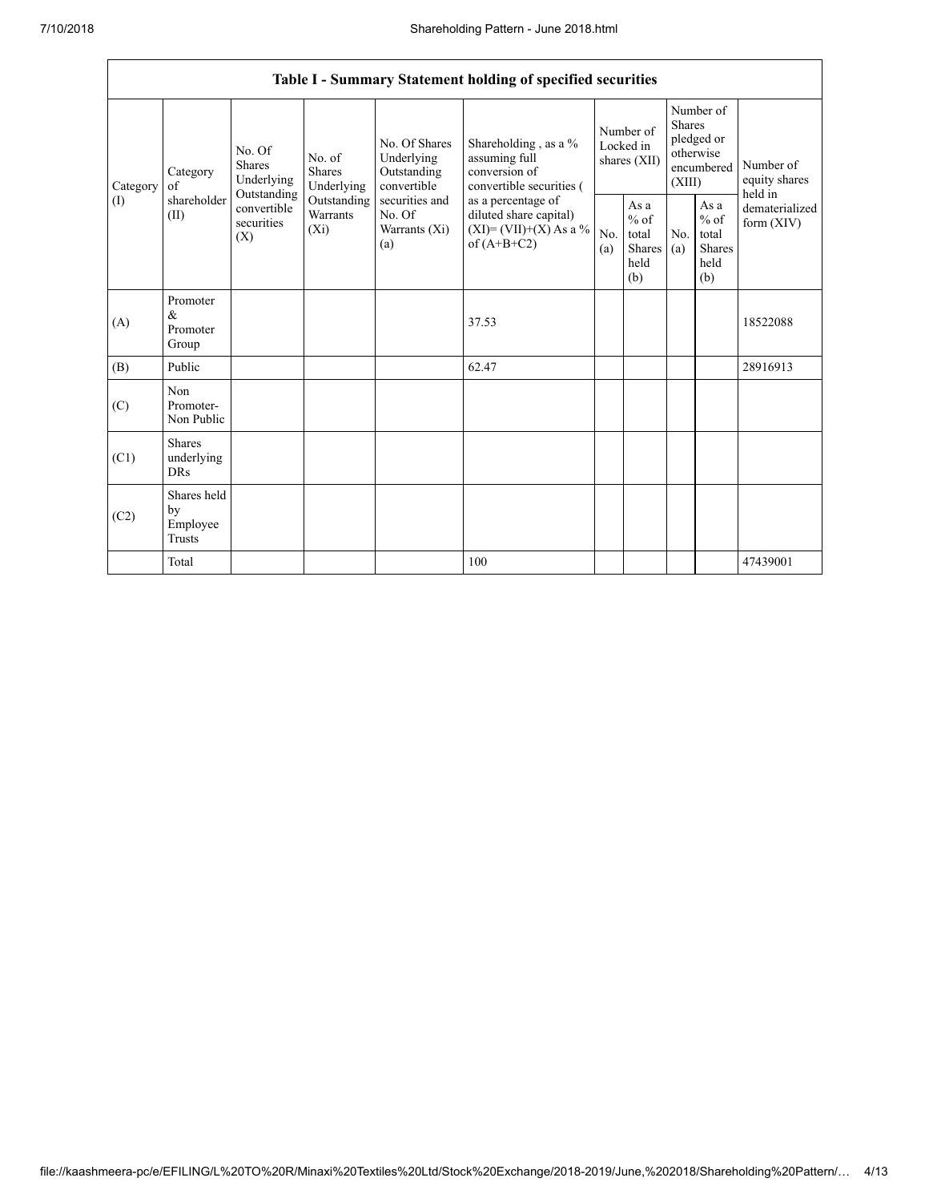| Table I - Summary Statement holding of specified securities | | | | | | | | | | | |
|---|---|---|---|---|---|---|---|---|---|---|---|
| Category (I) | Category of shareholder (II) | No. Of Shares Underlying Outstanding convertible securities (X) | No. of Shares Underlying Outstanding Warrants (Xi) | No. Of Shares Underlying Outstanding convertible securities and No. Of Warrants (Xi) (a) | Shareholding , as a % assuming full conversion of convertible securities ( as a percentage of diluted share capital) (XI)= (VII)+(X) As a % of (A+B+C2) | Number of Locked in shares (XII) | | Number of Shares pledged or otherwise encumbered (XIII) | | Number of equity shares held in dematerialized form (XIV) |
| | | | | | | No. (a) | As a % of total Shares held (b) | No. (a) | As a % of total Shares held (b) | |
| (A) | Promoter & Promoter Group | | | | 37.53 | | | | | 18522088 |
| (B) | Public | | | | 62.47 | | | | | 28916913 |
| (C) | Non Promoter- Non Public | | | | | | | | | |
| (C1) | Shares underlying DRs | | | | | | | | | |
| (C2) | Shares held by Employee Trusts | | | | | | | | | |
| | Total | | | | 100 | | | | | 47439001 |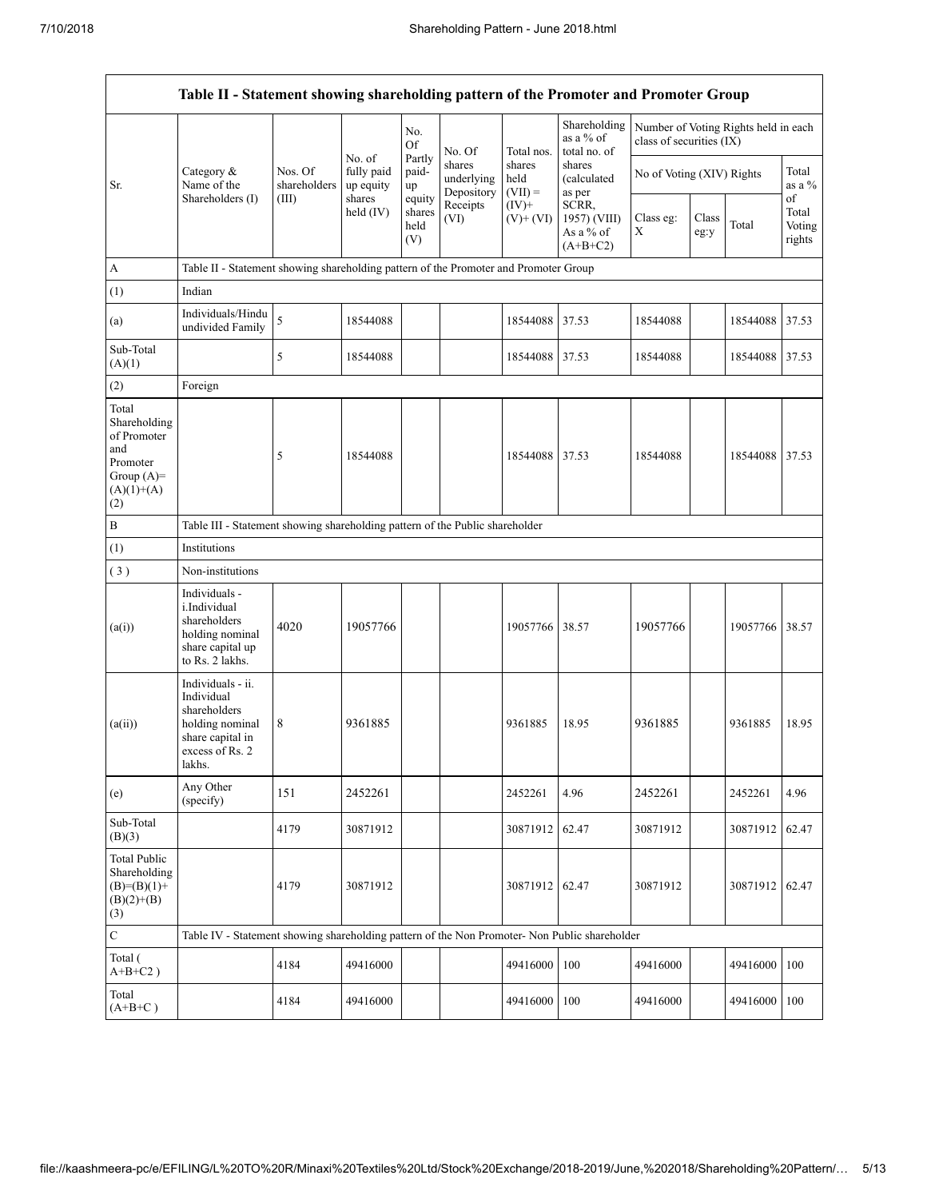| Table II - Statement showing shareholding pattern of the Promoter and Promoter Group | | | | | | | | | | | | |
|---|---|---|---|---|---|---|---|---|---|---|---|---|
| Sr. | Category & Name of the Shareholders (I) | Nos. Of shareholders (III) | No. of fully paid up equity shares held (IV) | No. Of Partly paid-up equity shares held (V) | No. Of shares underlying Depository Receipts (VI) | Total nos. shares held (VII) = (IV)+ (V)+ (VI) | Shareholding as a % of total no. of shares (calculated as per SCRR, 1957) (VIII) As a % of (A+B+C2) | Number of Voting Rights held in each class of securities (IX) | | | | |
| | | | | | | | | No of Voting (XIV) Rights | | | Total as a % of Total Voting rights |
| | | | | | | | | Class eg: X | Class eg:y | Total | |
| A | Table II - Statement showing shareholding pattern of the Promoter and Promoter Group | | | | | | | | | | |
| (1) | Indian | | | | | | | | | | |
| (a) | Individuals/Hindu undivided Family | 5 | 18544088 | | | 18544088 | 37.53 | 18544088 | | 18544088 | 37.53 |
| Sub-Total (A)(1) | | 5 | 18544088 | | | 18544088 | 37.53 | 18544088 | | 18544088 | 37.53 |
| (2) | Foreign | | | | | | | | | | |
| Total Shareholding of Promoter and Promoter Group (A)= (A)(1)+(A)(2) | | 5 | 18544088 | | | 18544088 | 37.53 | 18544088 | | 18544088 | 37.53 |
| B | Table III - Statement showing shareholding pattern of the Public shareholder | | | | | | | | | | |
| (1) | Institutions | | | | | | | | | | |
| (3) | Non-institutions | | | | | | | | | | |
| (a(i)) | Individuals - i.Individual shareholders holding nominal share capital up to Rs. 2 lakhs. | 4020 | 19057766 | | | 19057766 | 38.57 | 19057766 | | 19057766 | 38.57 |
| (a(ii)) | Individuals - ii. Individual shareholders holding nominal share capital in excess of Rs. 2 lakhs. | 8 | 9361885 | | | 9361885 | 18.95 | 9361885 | | 9361885 | 18.95 |
| (e) | Any Other (specify) | 151 | 2452261 | | | 2452261 | 4.96 | 2452261 | | 2452261 | 4.96 |
| Sub-Total (B)(3) | | 4179 | 30871912 | | | 30871912 | 62.47 | 30871912 | | 30871912 | 62.47 |
| Total Public Shareholding (B)=(B)(1)+(B)(2)+(B)(3) | | 4179 | 30871912 | | | 30871912 | 62.47 | 30871912 | | 30871912 | 62.47 |
| C | Table IV - Statement showing shareholding pattern of the Non Promoter- Non Public shareholder | | | | | | | | | | |
| Total ( A+B+C2 ) | | 4184 | 49416000 | | | 49416000 | 100 | 49416000 | | 49416000 | 100 |
| Total (A+B+C ) | | 4184 | 49416000 | | | 49416000 | 100 | 49416000 | | 49416000 | 100 |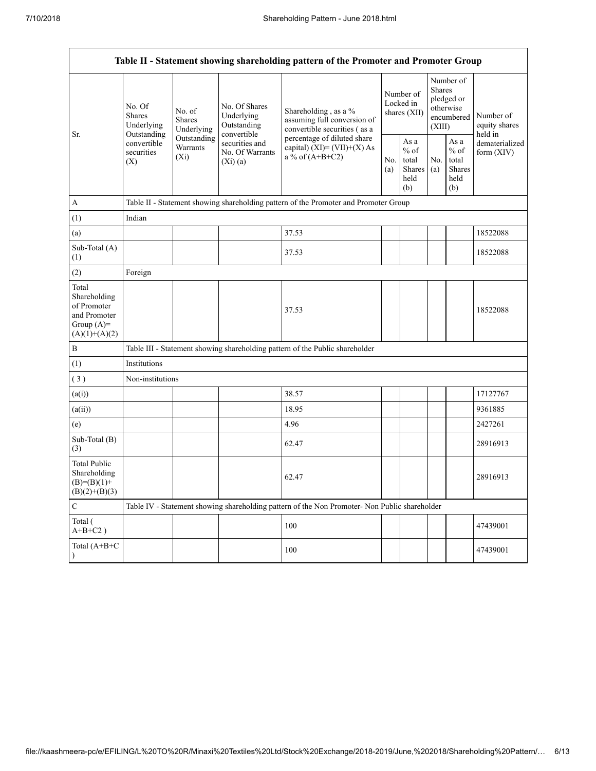| Table II - Statement showing shareholding pattern of the Promoter and Promoter Group | | | | | | | | | |
|---|---|---|---|---|---|---|---|---|---|
| Sr. | No. Of Shares Underlying Outstanding convertible securities (X) | No. of Shares Underlying Outstanding Warrants (Xi) | No. Of Shares Underlying Outstanding convertible securities and No. Of Warrants (Xi) (a) | Shareholding , as a % assuming full conversion of convertible securities ( as a percentage of diluted share capital) (XI)= (VII)+(X) As a % of (A+B+C2) | Number of Locked in shares (XII) | | Number of Shares pledged or otherwise encumbered (XIII) | | Number of equity shares held in dematerialized form (XIV) |
| | | | | | No. (a) | As a % of total Shares held (b) | No. (a) | As a % of total Shares held (b) | |
| A | Table II - Statement showing shareholding pattern of the Promoter and Promoter Group | | | | | | | | |
| (1) | Indian | | | | | | | | |
| (a) | | | | 37.53 | | | | | 18522088 |
| Sub-Total (A) (1) | | | | 37.53 | | | | | 18522088 |
| (2) | Foreign | | | | | | | | |
| Total Shareholding of Promoter and Promoter Group (A)= (A)(1)+(A)(2) | | | | 37.53 | | | | | 18522088 |
| B | Table III - Statement showing shareholding pattern of the Public shareholder | | | | | | | | |
| (1) | Institutions | | | | | | | | |
| ( 3 ) | Non-institutions | | | | | | | | |
| (a(i)) | | | | 38.57 | | | | | 17127767 |
| (a(ii)) | | | | 18.95 | | | | | 9361885 |
| (e) | | | | 4.96 | | | | | 2427261 |
| Sub-Total (B) (3) | | | | 62.47 | | | | | 28916913 |
| Total Public Shareholding (B)=(B)(1)+ (B)(2)+(B)(3) | | | | 62.47 | | | | | 28916913 |
| C | Table IV - Statement showing shareholding pattern of the Non Promoter- Non Public shareholder | | | | | | | | |
| Total ( A+B+C2 ) | | | | 100 | | | | | 47439001 |
| Total (A+B+C ) | | | | 100 | | | | | 47439001 |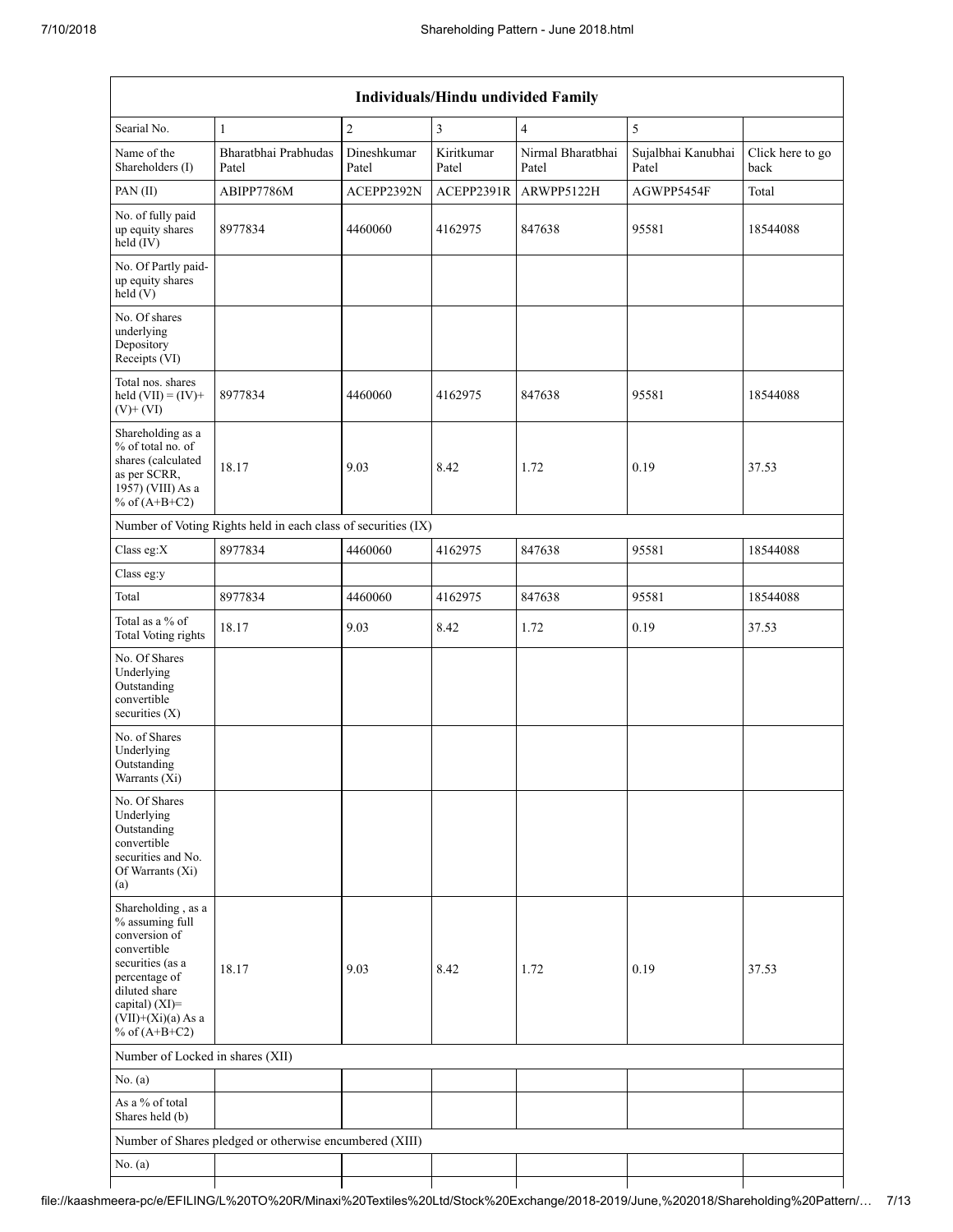| Individuals/Hindu undivided Family | | | | | | |
|---|---|---|---|---|---|---|
| Searial No. | 1 | 2 | 3 | 4 | 5 | |
| Name of the Shareholders (I) | Bharatbhai Prabhudas Patel | Dineshkumar Patel | Kiritkumar Patel | Nirmal Bharatbhai Patel | Sujalbhai Kanubhai Patel | Click here to go back |
| PAN (II) | ABIPP7786M | ACEPP2392N | ACEPP2391R | ARWPP5122H | AGWPP5454F | Total |
| No. of fully paid up equity shares held (IV) | 8977834 | 4460060 | 4162975 | 847638 | 95581 | 18544088 |
| No. Of Partly paid-up equity shares held (V) | | | | | | |
| No. Of shares underlying Depository Receipts (VI) | | | | | | |
| Total nos. shares held (VII) = (IV)+ (V)+ (VI) | 8977834 | 4460060 | 4162975 | 847638 | 95581 | 18544088 |
| Shareholding as a % of total no. of shares (calculated as per SCRR, 1957) (VIII) As a % of (A+B+C2) | 18.17 | 9.03 | 8.42 | 1.72 | 0.19 | 37.53 |
| Number of Voting Rights held in each class of securities (IX) | | | | | | |
| Class eg:X | 8977834 | 4460060 | 4162975 | 847638 | 95581 | 18544088 |
| Class eg:y | | | | | | |
| Total | 8977834 | 4460060 | 4162975 | 847638 | 95581 | 18544088 |
| Total as a % of Total Voting rights | 18.17 | 9.03 | 8.42 | 1.72 | 0.19 | 37.53 |
| No. Of Shares Underlying Outstanding convertible securities (X) | | | | | | |
| No. of Shares Underlying Outstanding Warrants (Xi) | | | | | | |
| No. Of Shares Underlying Outstanding convertible securities and No. Of Warrants (Xi) (a) | | | | | | |
| Shareholding , as a % assuming full conversion of convertible securities (as a percentage of diluted share capital) (XI)= (VII)+(Xi)(a) As a % of (A+B+C2) | 18.17 | 9.03 | 8.42 | 1.72 | 0.19 | 37.53 |
| Number of Locked in shares (XII) | | | | | | |
| No. (a) | | | | | | |
| As a % of total Shares held (b) | | | | | | |
| Number of Shares pledged or otherwise encumbered (XIII) | | | | | | |
| No. (a) | | | | | | |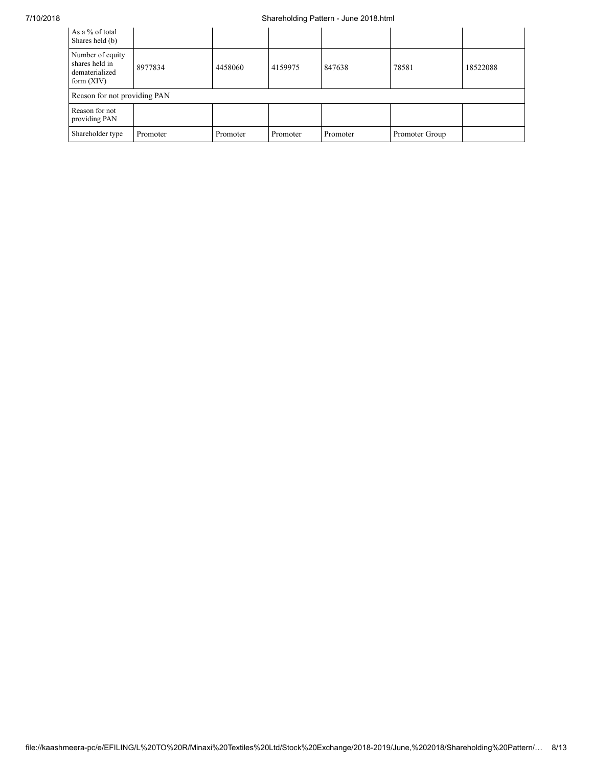| As a % of total Shares held (b) | | | | | | |
|---|---|---|---|---|---|---|
| Number of equity shares held in dematerialized form (XIV) | 8977834 | 4458060 | 4159975 | 847638 | 78581 | 18522088 |
| Reason for not providing PAN | | | | | | |
| Reason for not providing PAN | | | | | | |
| Shareholder type | Promoter | Promoter | Promoter | Promoter | Promoter Group | |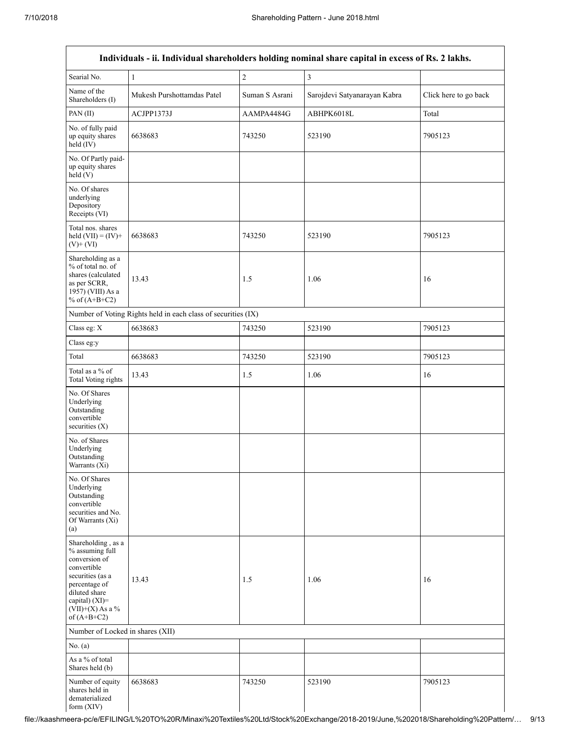| Individuals - ii. Individual shareholders holding nominal share capital in excess of Rs. 2 lakhs. | | | | |
|---|---|---|---|---|
| Searial No. | 1 | 2 | 3 | |
| Name of the Shareholders (I) | Mukesh Purshottamdas Patel | Suman S Asrani | Sarojdevi Satyanarayan Kabra | Click here to go back |
| PAN (II) | ACJPP1373J | AAMPA4484G | ABHPK6018L | Total |
| No. of fully paid up equity shares held (IV) | 6638683 | 743250 | 523190 | 7905123 |
| No. Of Partly paid-up equity shares held (V) | | | | |
| No. Of shares underlying Depository Receipts (VI) | | | | |
| Total nos. shares held (VII) = (IV)+ (V)+ (VI) | 6638683 | 743250 | 523190 | 7905123 |
| Shareholding as a % of total no. of shares (calculated as per SCRR, 1957) (VIII) As a % of (A+B+C2) | 13.43 | 1.5 | 1.06 | 16 |
| Number of Voting Rights held in each class of securities (IX) | | | | |
| Class eg: X | 6638683 | 743250 | 523190 | 7905123 |
| Class eg:y | | | | |
| Total | 6638683 | 743250 | 523190 | 7905123 |
| Total as a % of Total Voting rights | 13.43 | 1.5 | 1.06 | 16 |
| No. Of Shares Underlying Outstanding convertible securities (X) | | | | |
| No. of Shares Underlying Outstanding Warrants (Xi) | | | | |
| No. Of Shares Underlying Outstanding convertible securities and No. Of Warrants (Xi) (a) | | | | |
| Shareholding , as a % assuming full conversion of convertible securities (as a percentage of diluted share capital) (XI)= (VII)+(X) As a % of (A+B+C2) | 13.43 | 1.5 | 1.06 | 16 |
| Number of Locked in shares (XII) | | | | |
| No. (a) | | | | |
| As a % of total Shares held (b) | | | | |
| Number of equity shares held in dematerialized form (XIV) | 6638683 | 743250 | 523190 | 7905123 |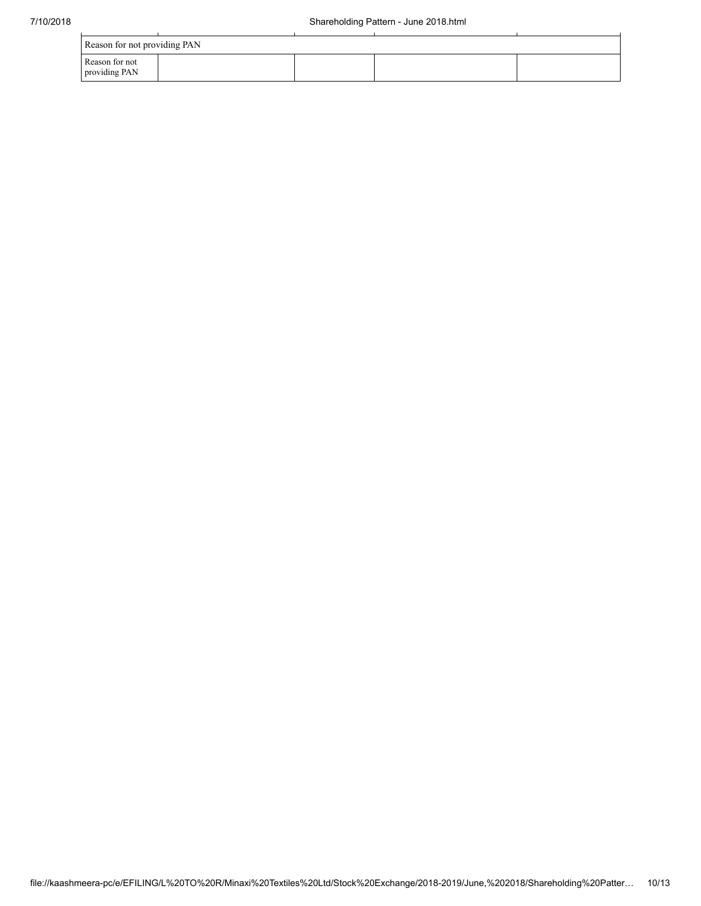| Reason for not providing PAN | | | | |
|---|---|---|---|---|
| Reason for not providing PAN | | | | |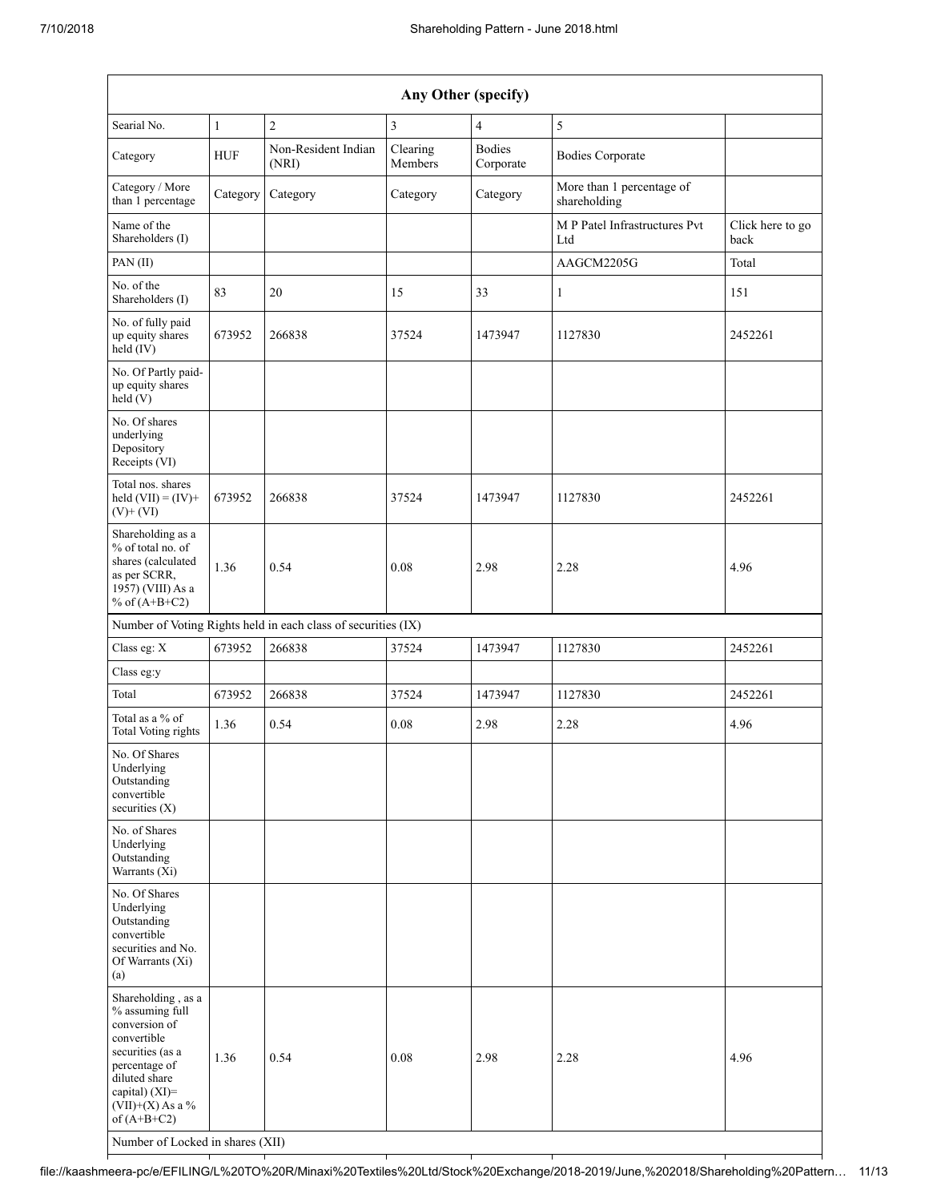| Any Other (specify) | | | | | | |
|---|---|---|---|---|---|---|
| Searial No. | 1 | 2 | 3 | 4 | 5 | |
| Category | HUF | Non-Resident Indian (NRI) | Clearing Members | Bodies Corporate | Bodies Corporate | |
| Category / More than 1 percentage | Category | Category | Category | Category | More than 1 percentage of shareholding | |
| Name of the Shareholders (I) | | | | | M P Patel Infrastructures Pvt Ltd | Click here to go back |
| PAN (II) | | | | | AAGCM2205G | Total |
| No. of the Shareholders (I) | 83 | 20 | 15 | 33 | 1 | 151 |
| No. of fully paid up equity shares held (IV) | 673952 | 266838 | 37524 | 1473947 | 1127830 | 2452261 |
| No. Of Partly paid-up equity shares held (V) | | | | | | |
| No. Of shares underlying Depository Receipts (VI) | | | | | | |
| Total nos. shares held (VII) = (IV)+ (V)+ (VI) | 673952 | 266838 | 37524 | 1473947 | 1127830 | 2452261 |
| Shareholding as a % of total no. of shares (calculated as per SCRR, 1957) (VIII) As a % of (A+B+C2) | 1.36 | 0.54 | 0.08 | 2.98 | 2.28 | 4.96 |
| Number of Voting Rights held in each class of securities (IX) | | | | | | |
| Class eg: X | 673952 | 266838 | 37524 | 1473947 | 1127830 | 2452261 |
| Class eg:y | | | | | | |
| Total | 673952 | 266838 | 37524 | 1473947 | 1127830 | 2452261 |
| Total as a % of Total Voting rights | 1.36 | 0.54 | 0.08 | 2.98 | 2.28 | 4.96 |
| No. Of Shares Underlying Outstanding convertible securities (X) | | | | | | |
| No. of Shares Underlying Outstanding Warrants (Xi) | | | | | | |
| No. Of Shares Underlying Outstanding convertible securities and No. Of Warrants (Xi) (a) | | | | | | |
| Shareholding , as a % assuming full conversion of convertible securities (as a percentage of diluted share capital) (XI)= (VII)+(X) As a % of (A+B+C2) | 1.36 | 0.54 | 0.08 | 2.98 | 2.28 | 4.96 |
| Number of Locked in shares (XII) | | | | | | |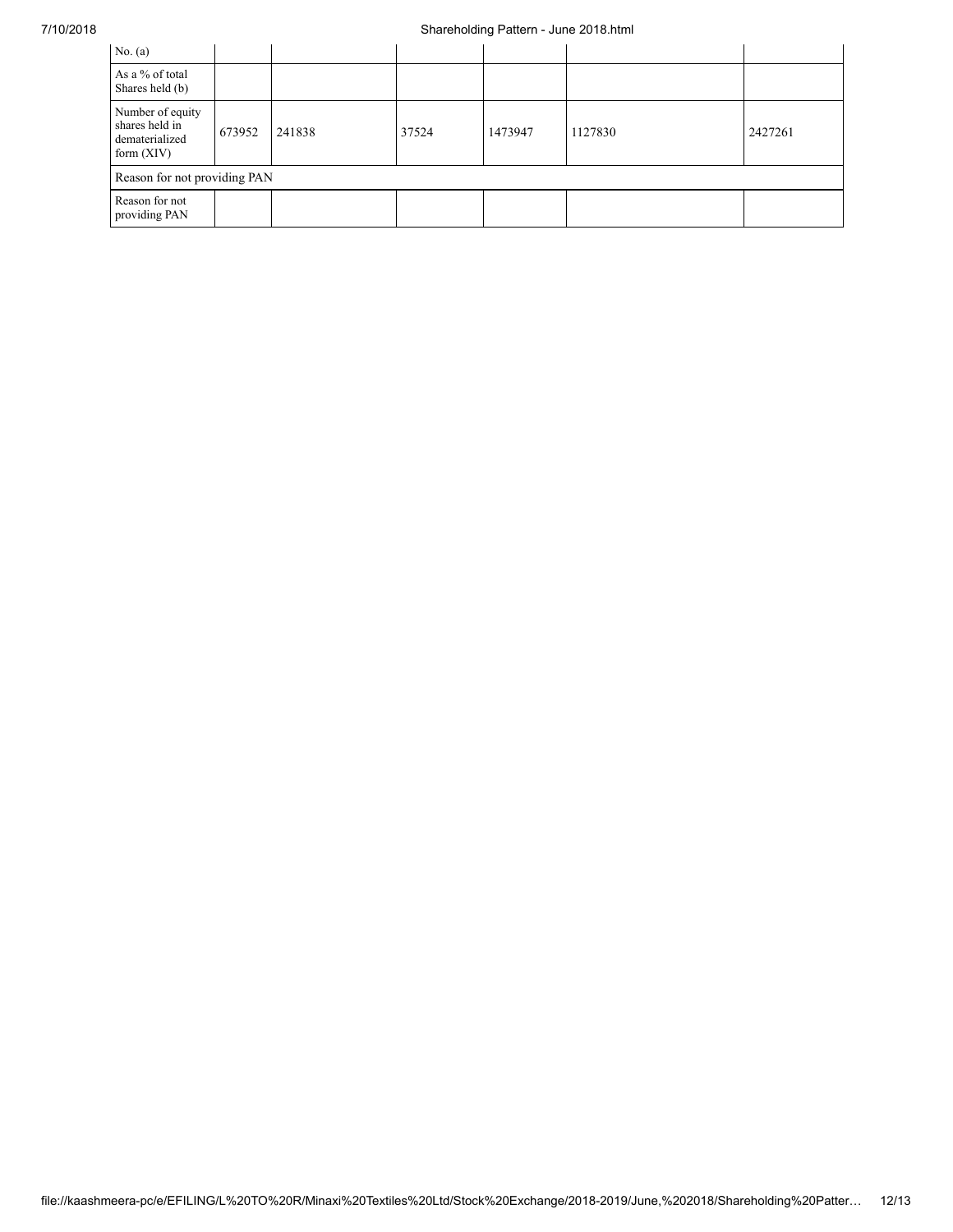| | | | | | | |
|---|---|---|---|---|---|---|
| No. (a) | | | | | | |
| As a % of total Shares held (b) | | | | | | |
| Number of equity shares held in dematerialized form (XIV) | 673952 | 241838 | 37524 | 1473947 | 1127830 | 2427261 |
| Reason for not providing PAN | | | | | | |
| Reason for not providing PAN | | | | | | |